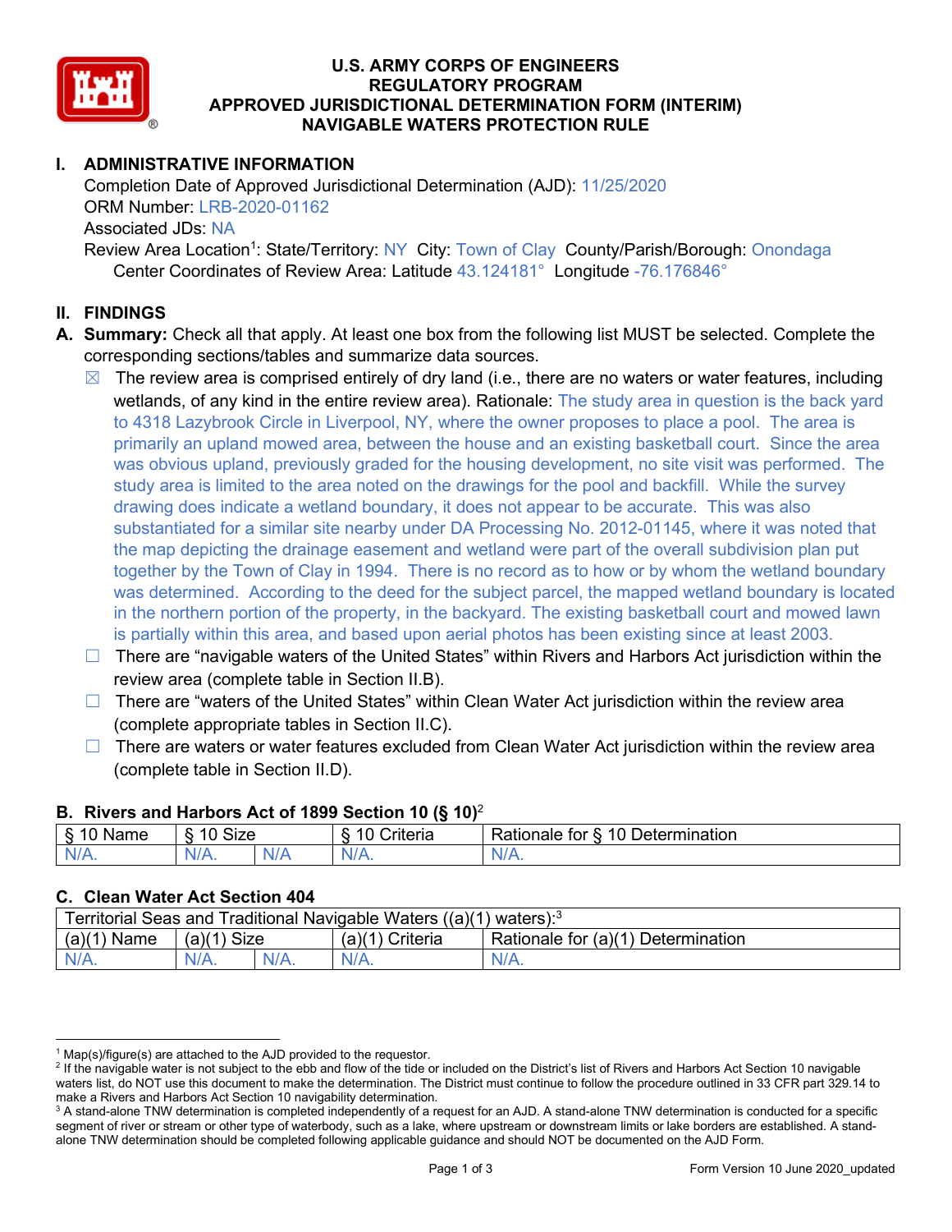# U.S. ARMY CORPS OF ENGINEERS
# REGULATORY PROGRAM
# APPROVED JURISDICTIONAL DETERMINATION FORM (INTERIM)
# NAVIGABLE WATERS PROTECTION RULE

## I. ADMINISTRATIVE INFORMATION

Completion Date of Approved Jurisdictional Determination (AJD): 11/25/2020
ORM Number: LRB-2020-01162
Associated JDs: NA
Review Area Location[1]: State/Territory: NY City: Town of Clay County/Parish/Borough: Onondaga
Center Coordinates of Review Area: Latitude 43.124181° Longitude -76.176846°

## II. FINDINGS

**A. Summary:** Check all that apply. At least one box from the following list MUST be selected. Complete the corresponding sections/tables and summarize data sources.

☒ The review area is comprised entirely of dry land (i.e., there are no waters or water features, including wetlands, of any kind in the entire review area). Rationale: The study area in question is the back yard to 4318 Lazybrook Circle in Liverpool, NY, where the owner proposes to place a pool. The area is primarily an upland mowed area, between the house and an existing basketball court. Since the area was obvious upland, previously graded for the housing development, no site visit was performed. The study area is limited to the area noted on the drawings for the pool and backfill. While the survey drawing does indicate a wetland boundary, it does not appear to be accurate. This was also substantiated for a similar site nearby under DA Processing No. 2012-01145, where it was noted that the map depicting the drainage easement and wetland were part of the overall subdivision plan put together by the Town of Clay in 1994. There is no record as to how or by whom the wetland boundary was determined. According to the deed for the subject parcel, the mapped wetland boundary is located in the northern portion of the property, in the backyard. The existing basketball court and mowed lawn is partially within this area, and based upon aerial photos has been existing since at least 2003.

☐ There are "navigable waters of the United States" within Rivers and Harbors Act jurisdiction within the review area (complete table in Section II.B).

☐ There are "waters of the United States" within Clean Water Act jurisdiction within the review area (complete appropriate tables in Section II.C).

☐ There are waters or water features excluded from Clean Water Act jurisdiction within the review area (complete table in Section II.D).

### B. Rivers and Harbors Act of 1899 Section 10 (§ 10)[2]

| § 10 Name | § 10 Size | | § 10 Criteria | Rationale for § 10 Determination |
|---|---|---|---|---|
| N/A. | N/A. | N/A | N/A. | N/A. |

### C. Clean Water Act Section 404

| Territorial Seas and Traditional Navigable Waters ((a)(1) waters):[3] | | | | |
|---|---|---|---|---|
| (a)(1) Name | (a)(1) Size | | (a)(1) Criteria | Rationale for (a)(1) Determination |
| N/A. | N/A. | N/A. | N/A. | N/A. |

---

[1] Map(s)/figure(s) are attached to the AJD provided to the requestor.
[2] If the navigable water is not subject to the ebb and flow of the tide or included on the District's list of Rivers and Harbors Act Section 10 navigable waters list, do NOT use this document to make the determination. The District must continue to follow the procedure outlined in 33 CFR part 329.14 to make a Rivers and Harbors Act Section 10 navigability determination.
[3] A stand-alone TNW determination is completed independently of a request for an AJD. A stand-alone TNW determination is conducted for a specific segment of river or stream or other type of waterbody, such as a lake, where upstream or downstream limits or lake borders are established. A stand-alone TNW determination should be completed following applicable guidance and should NOT be documented on the AJD Form.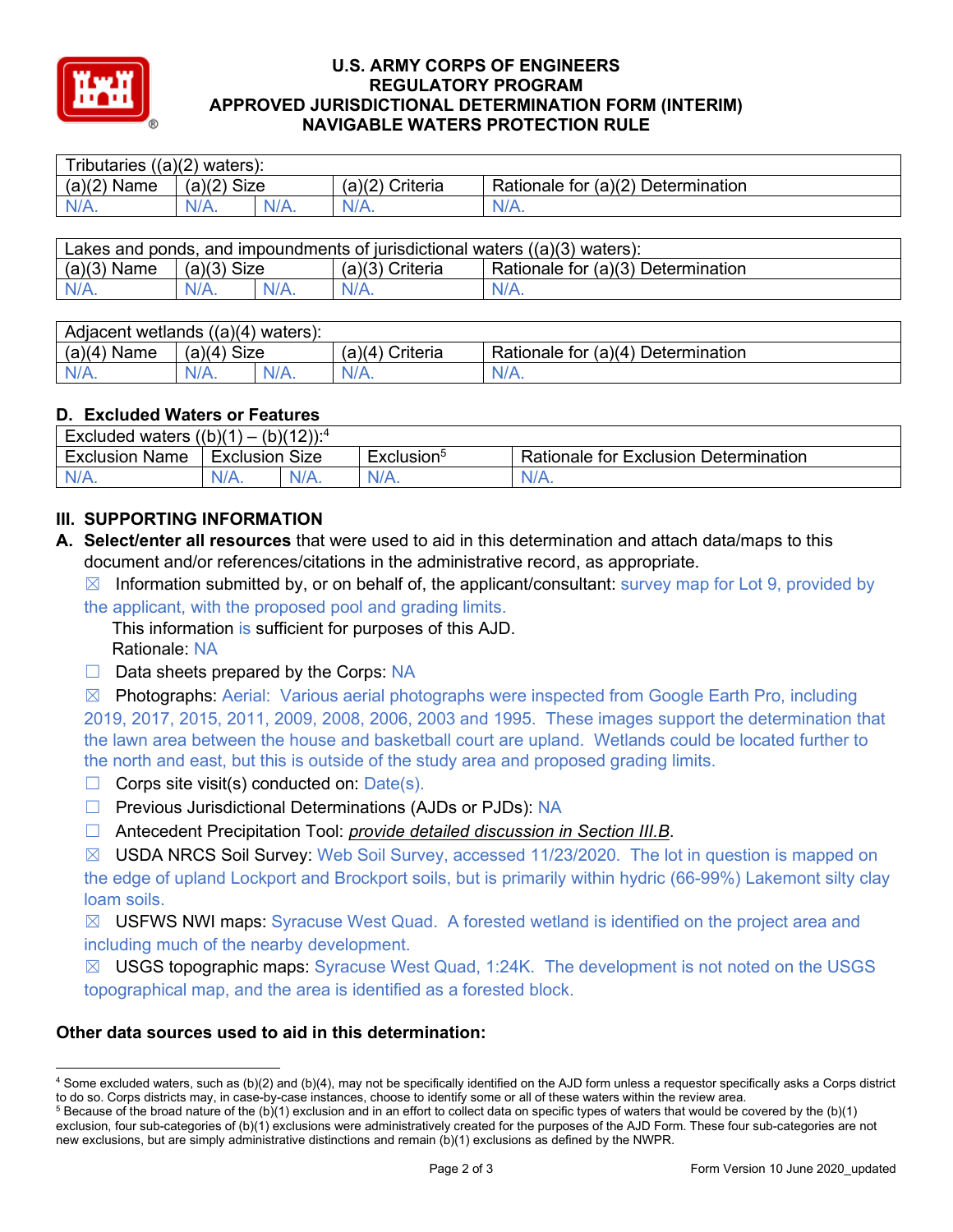# U.S. ARMY CORPS OF ENGINEERS
# REGULATORY PROGRAM
# APPROVED JURISDICTIONAL DETERMINATION FORM (INTERIM)
# NAVIGABLE WATERS PROTECTION RULE

| Tributaries ((a)(2) waters): | | | | |
|---|---|---|---|---|
| (a)(2) Name | (a)(2) Size | | (a)(2) Criteria | Rationale for (a)(2) Determination |
| N/A. | N/A. | N/A. | N/A. | N/A. |

| Lakes and ponds, and impoundments of jurisdictional waters ((a)(3) waters): | | | | |
|---|---|---|---|---|
| (a)(3) Name | (a)(3) Size | | (a)(3) Criteria | Rationale for (a)(3) Determination |
| N/A. | N/A. | N/A. | N/A. | N/A. |

| Adjacent wetlands ((a)(4) waters): | | | | |
|---|---|---|---|---|
| (a)(4) Name | (a)(4) Size | | (a)(4) Criteria | Rationale for (a)(4) Determination |
| N/A. | N/A. | N/A. | N/A. | N/A. |

## D. Excluded Waters or Features

| Excluded waters ((b)(1) – (b)(12)):[4] | | | | |
|---|---|---|---|---|
| Exclusion Name | Exclusion Size | | Exclusion[5] | Rationale for Exclusion Determination |
| N/A. | N/A. | N/A. | N/A. | N/A. |

## III. SUPPORTING INFORMATION

**A. Select/enter all resources** that were used to aid in this determination and attach data/maps to this document and/or references/citations in the administrative record, as appropriate.

☒ Information submitted by, or on behalf of, the applicant/consultant: survey map for Lot 9, provided by the applicant, with the proposed pool and grading limits.
This information is sufficient for purposes of this AJD.
Rationale: NA

☐ Data sheets prepared by the Corps: NA

☒ Photographs: Aerial: Various aerial photographs were inspected from Google Earth Pro, including 2019, 2017, 2015, 2011, 2009, 2008, 2006, 2003 and 1995. These images support the determination that the lawn area between the house and basketball court are upland. Wetlands could be located further to the north and east, but this is outside of the study area and proposed grading limits.

☐ Corps site visit(s) conducted on: Date(s).

☐ Previous Jurisdictional Determinations (AJDs or PJDs): NA

☐ Antecedent Precipitation Tool: *provide detailed discussion in Section III.B*.

☒ USDA NRCS Soil Survey: Web Soil Survey, accessed 11/23/2020. The lot in question is mapped on the edge of upland Lockport and Brockport soils, but is primarily within hydric (66-99%) Lakemont silty clay loam soils.

☒ USFWS NWI maps: Syracuse West Quad. A forested wetland is identified on the project area and including much of the nearby development.

☒ USGS topographic maps: Syracuse West Quad, 1:24K. The development is not noted on the USGS topographical map, and the area is identified as a forested block.

**Other data sources used to aid in this determination:**

[4] Some excluded waters, such as (b)(2) and (b)(4), may not be specifically identified on the AJD form unless a requestor specifically asks a Corps district to do so. Corps districts may, in case-by-case instances, choose to identify some or all of these waters within the review area.

[5] Because of the broad nature of the (b)(1) exclusion and in an effort to collect data on specific types of waters that would be covered by the (b)(1) exclusion, four sub-categories of (b)(1) exclusions were administratively created for the purposes of the AJD Form. These four sub-categories are not new exclusions, but are simply administrative distinctions and remain (b)(1) exclusions as defined by the NWPR.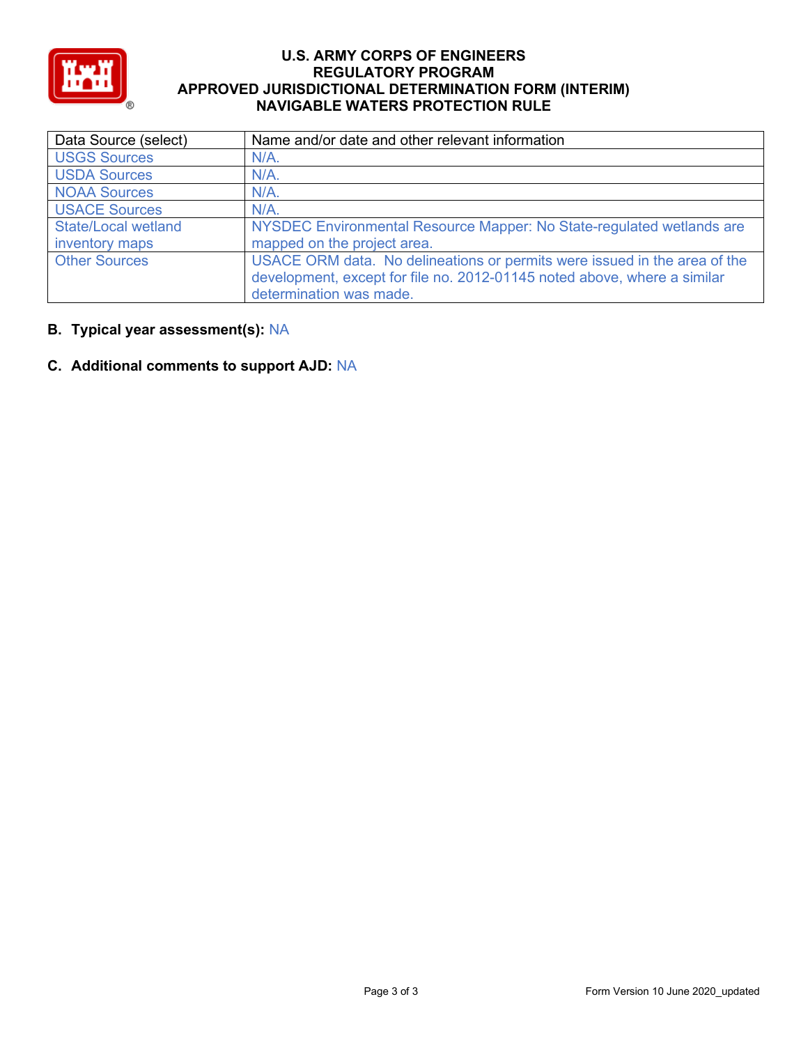| Data Source (select) | Name and/or date and other relevant information |
|---|---|
| USGS Sources | N/A. |
| USDA Sources | N/A. |
| NOAA Sources | N/A. |
| USACE Sources | N/A. |
| State/Local wetland inventory maps | NYSDEC Environmental Resource Mapper: No State-regulated wetlands are mapped on the project area. |
| Other Sources | USACE ORM data. No delineations or permits were issued in the area of the development, except for file no. 2012-01145 noted above, where a similar determination was made. |

**B. Typical year assessment(s):** NA

**C. Additional comments to support AJD:** NA